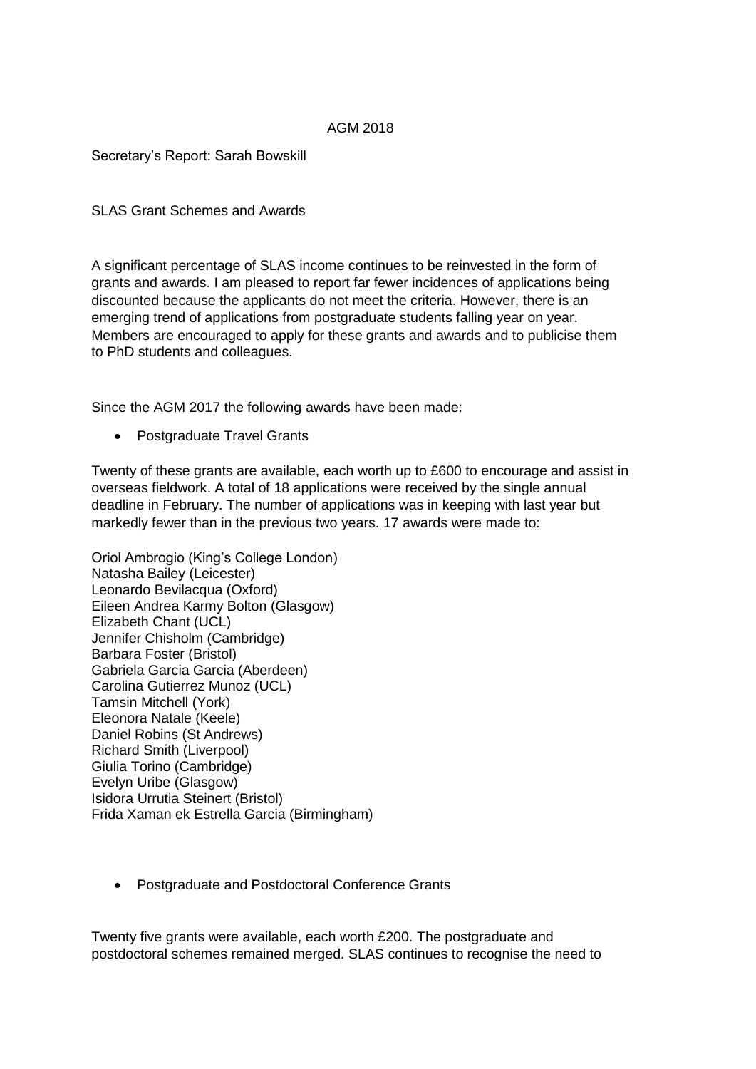# AGM 2018

Secretary's Report: Sarah Bowskill

## SLAS Grant Schemes and Awards

A significant percentage of SLAS income continues to be reinvested in the form of grants and awards. I am pleased to report far fewer incidences of applications being discounted because the applicants do not meet the criteria. However, there is an emerging trend of applications from postgraduate students falling year on year. Members are encouraged to apply for these grants and awards and to publicise them to PhD students and colleagues.

Since the AGM 2017 the following awards have been made:

- Postgraduate Travel Grants

Twenty of these grants are available, each worth up to £600 to encourage and assist in overseas fieldwork. A total of 18 applications were received by the single annual deadline in February. The number of applications was in keeping with last year but markedly fewer than in the previous two years. 17 awards were made to:

Oriol Ambrogio (King's College London)
Natasha Bailey (Leicester)
Leonardo Bevilacqua (Oxford)
Eileen Andrea Karmy Bolton (Glasgow)
Elizabeth Chant (UCL)
Jennifer Chisholm (Cambridge)
Barbara Foster (Bristol)
Gabriela Garcia Garcia (Aberdeen)
Carolina Gutierrez Munoz (UCL)
Tamsin Mitchell (York)
Eleonora Natale (Keele)
Daniel Robins (St Andrews)
Richard Smith (Liverpool)
Giulia Torino (Cambridge)
Evelyn Uribe (Glasgow)
Isidora Urrutia Steinert (Bristol)
Frida Xaman ek Estrella Garcia (Birmingham)

- Postgraduate and Postdoctoral Conference Grants

Twenty five grants were available, each worth £200. The postgraduate and postdoctoral schemes remained merged. SLAS continues to recognise the need to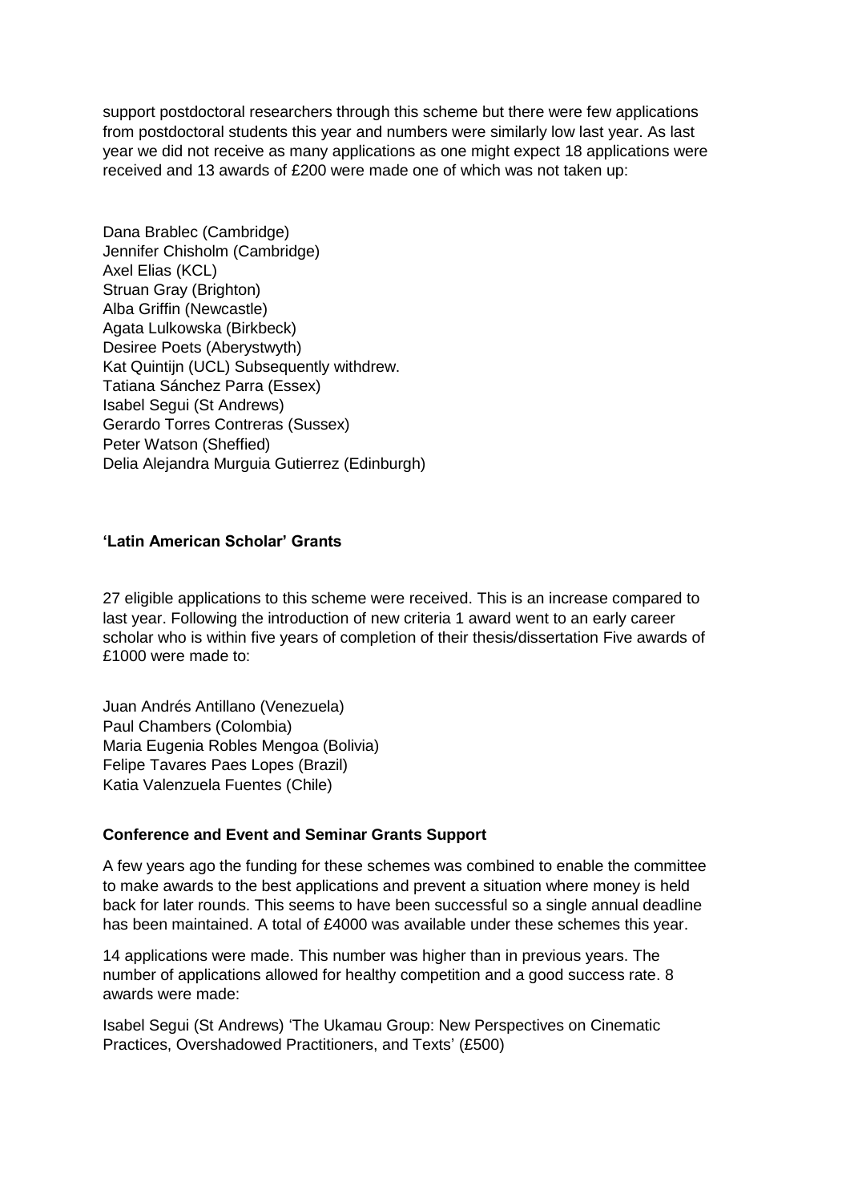support postdoctoral researchers through this scheme but there were few applications from postdoctoral students this year and numbers were similarly low last year. As last year we did not receive as many applications as one might expect 18 applications were received and 13 awards of £200 were made one of which was not taken up:

Dana Brablec (Cambridge)
Jennifer Chisholm (Cambridge)
Axel Elias (KCL)
Struan Gray (Brighton)
Alba Griffin (Newcastle)
Agata Lulkowska (Birkbeck)
Desiree Poets (Aberystwyth)
Kat Quintijn (UCL) Subsequently withdrew.
Tatiana Sánchez Parra (Essex)
Isabel Segui (St Andrews)
Gerardo Torres Contreras (Sussex)
Peter Watson (Sheffied)
Delia Alejandra Murguia Gutierrez (Edinburgh)

**'Latin American Scholar' Grants**

27 eligible applications to this scheme were received. This is an increase compared to last year. Following the introduction of new criteria 1 award went to an early career scholar who is within five years of completion of their thesis/dissertation Five awards of £1000 were made to:

Juan Andrés Antillano (Venezuela)
Paul Chambers (Colombia)
Maria Eugenia Robles Mengoa (Bolivia)
Felipe Tavares Paes Lopes (Brazil)
Katia Valenzuela Fuentes (Chile)

**Conference and Event and Seminar Grants Support**

A few years ago the funding for these schemes was combined to enable the committee to make awards to the best applications and prevent a situation where money is held back for later rounds. This seems to have been successful so a single annual deadline has been maintained. A total of £4000 was available under these schemes this year.

14 applications were made. This number was higher than in previous years. The number of applications allowed for healthy competition and a good success rate. 8 awards were made:

Isabel Segui (St Andrews) 'The Ukamau Group: New Perspectives on Cinematic Practices, Overshadowed Practitioners, and Texts' (£500)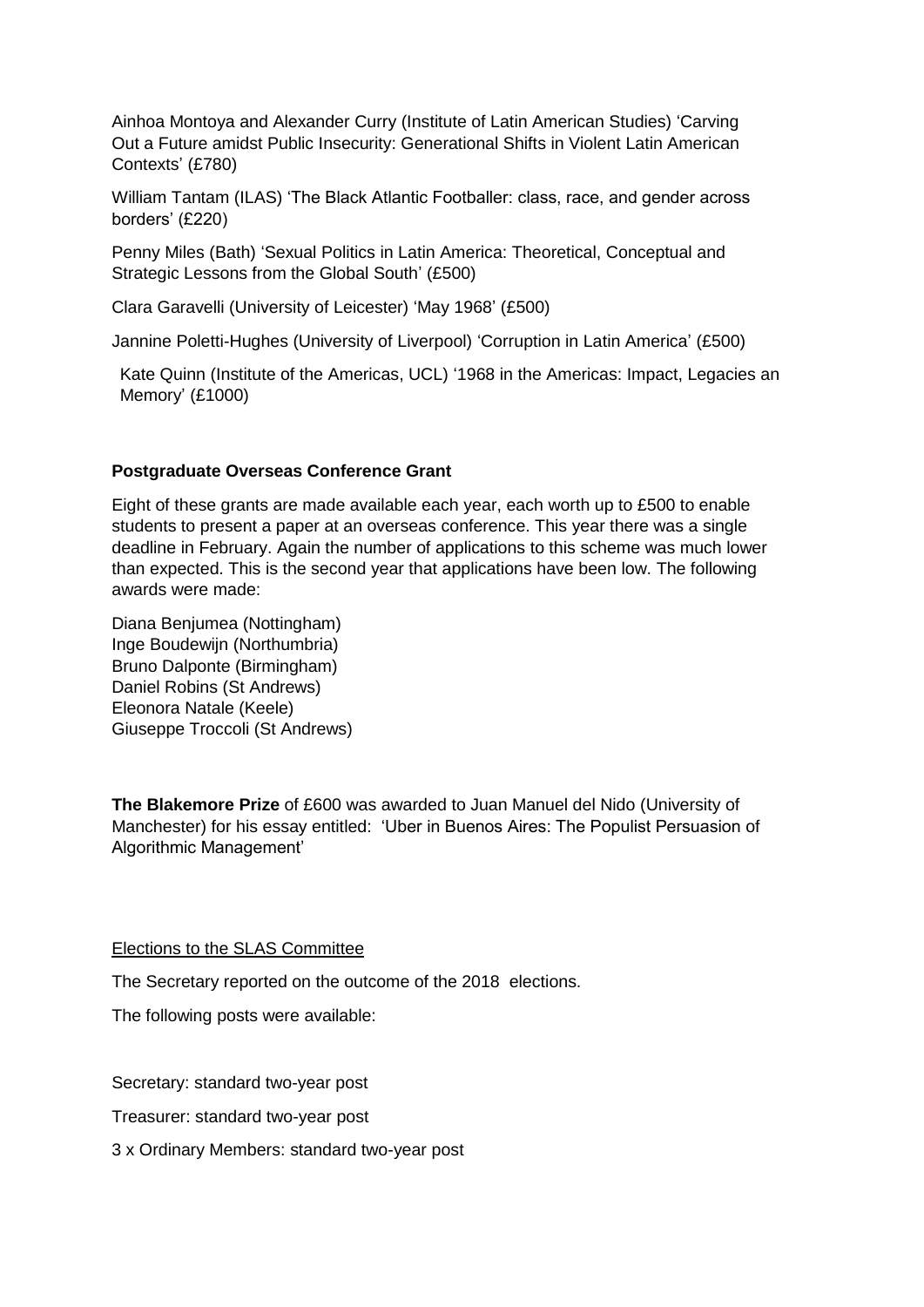Ainhoa Montoya and Alexander Curry (Institute of Latin American Studies) 'Carving Out a Future amidst Public Insecurity: Generational Shifts in Violent Latin American Contexts' (£780)

William Tantam (ILAS) 'The Black Atlantic Footballer: class, race, and gender across borders' (£220)

Penny Miles (Bath) 'Sexual Politics in Latin America: Theoretical, Conceptual and Strategic Lessons from the Global South' (£500)

Clara Garavelli (University of Leicester) 'May 1968' (£500)

Jannine Poletti-Hughes (University of Liverpool) 'Corruption in Latin America' (£500)

Kate Quinn (Institute of the Americas, UCL) '1968 in the Americas: Impact, Legacies an Memory' (£1000)

**Postgraduate Overseas Conference Grant**

Eight of these grants are made available each year, each worth up to £500 to enable students to present a paper at an overseas conference. This year there was a single deadline in February. Again the number of applications to this scheme was much lower than expected. This is the second year that applications have been low. The following awards were made:

Diana Benjumea (Nottingham)
Inge Boudewijn (Northumbria)
Bruno Dalponte (Birmingham)
Daniel Robins (St Andrews)
Eleonora Natale (Keele)
Giuseppe Troccoli (St Andrews)

**The Blakemore Prize** of £600 was awarded to Juan Manuel del Nido (University of Manchester) for his essay entitled: 'Uber in Buenos Aires: The Populist Persuasion of Algorithmic Management'

Elections to the SLAS Committee

The Secretary reported on the outcome of the 2018 elections.

The following posts were available:

Secretary: standard two-year post

Treasurer: standard two-year post

3 x Ordinary Members: standard two-year post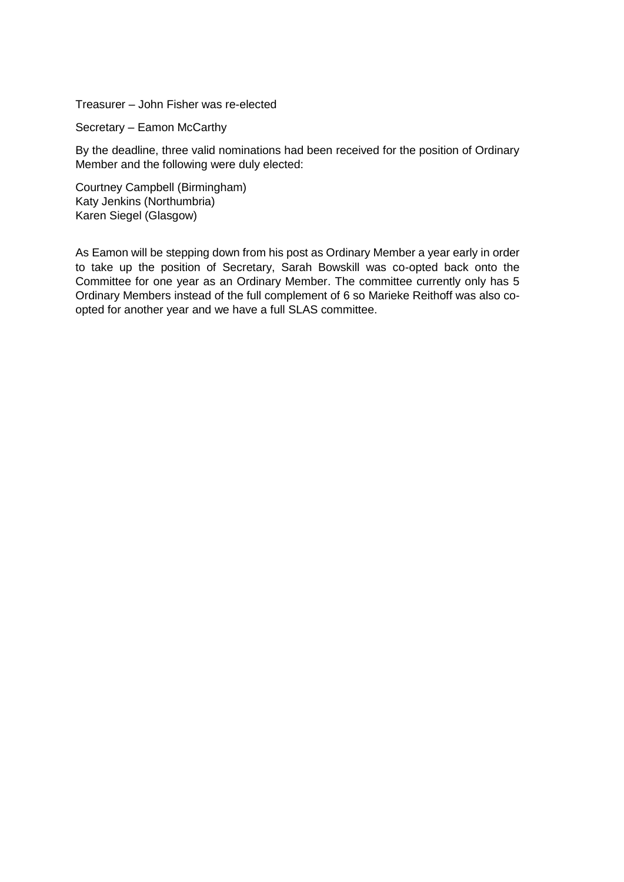Treasurer – John Fisher was re-elected

Secretary – Eamon McCarthy

By the deadline, three valid nominations had been received for the position of Ordinary Member and the following were duly elected:

Courtney Campbell (Birmingham)  
Katy Jenkins (Northumbria)  
Karen Siegel (Glasgow)

As Eamon will be stepping down from his post as Ordinary Member a year early in order to take up the position of Secretary, Sarah Bowskill was co-opted back onto the Committee for one year as an Ordinary Member. The committee currently only has 5 Ordinary Members instead of the full complement of 6 so Marieke Reithoff was also co-opted for another year and we have a full SLAS committee.